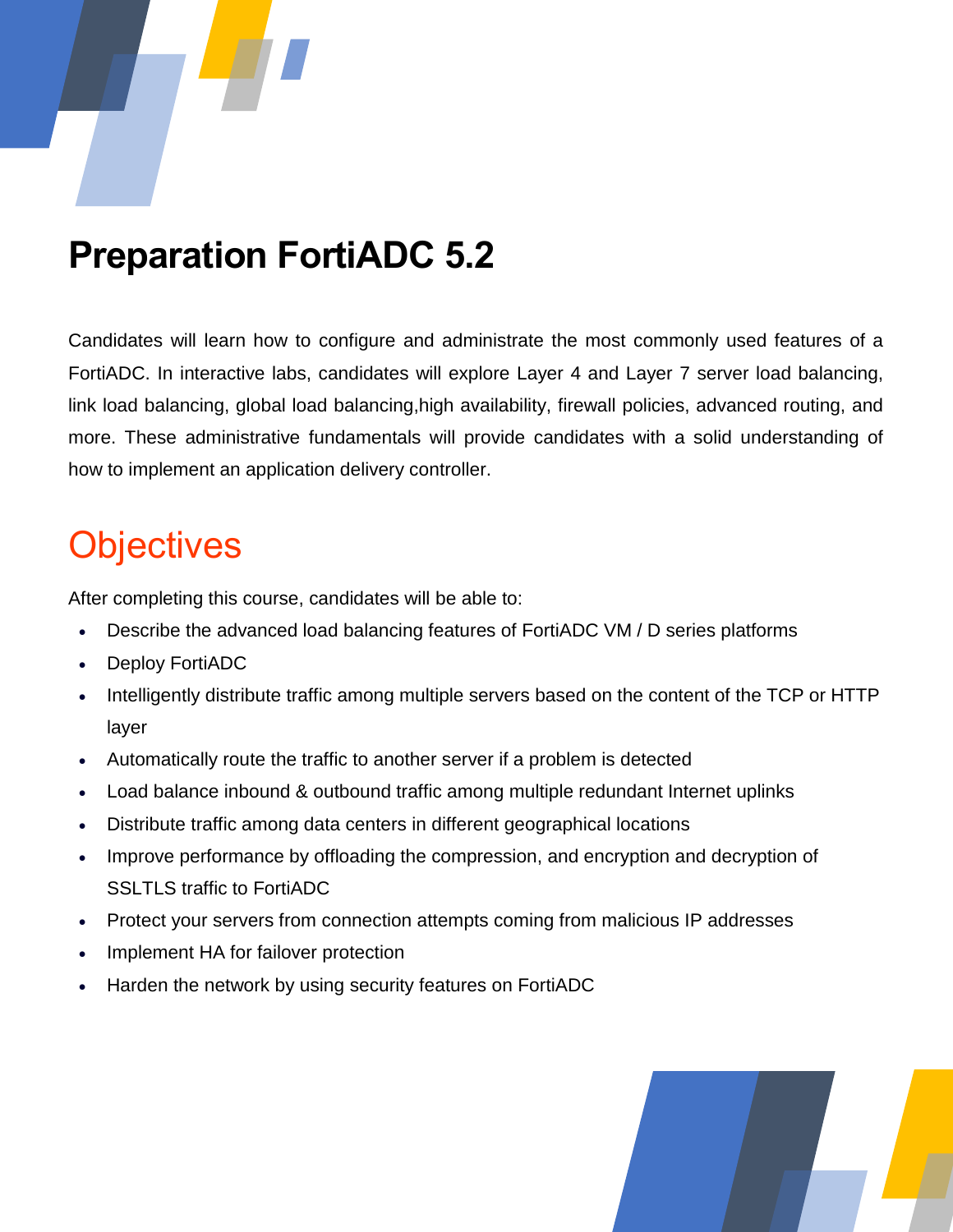# Preparation FortiADC 5.2

Candidates will learn how to configure and administrate the most commonly used features of a FortiADC. In interactive labs, candidates will explore Layer 4 and Layer 7 server load balancing, link load balancing, global load balancing,high availability, firewall policies, advanced routing, and more. These administrative fundamentals will provide candidates with a solid understanding of how to implement an application delivery controller.

## Objectives

After completing this course, candidates will be able to:

- Describe the advanced load balancing features of FortiADC VM / D series platforms
- Deploy FortiADC
- Intelligently distribute traffic among multiple servers based on the content of the TCP or HTTP layer
- Automatically route the traffic to another server if a problem is detected
- Load balance inbound & outbound traffic among multiple redundant Internet uplinks
- Distribute traffic among data centers in different geographical locations
- Improve performance by offloading the compression, and encryption and decryption of SSLTLS traffic to FortiADC
- Protect your servers from connection attempts coming from malicious IP addresses
- Implement HA for failover protection
- Harden the network by using security features on FortiADC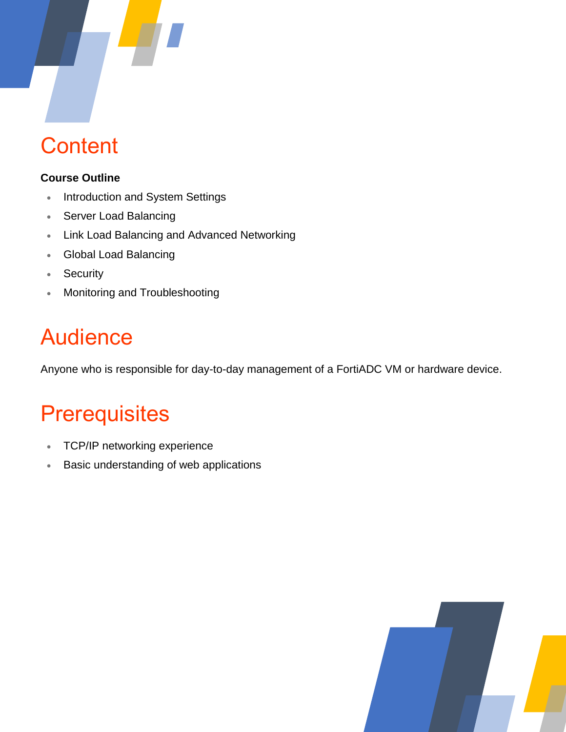# Content

**Course Outline**

- Introduction and System Settings
- Server Load Balancing
- Link Load Balancing and Advanced Networking
- Global Load Balancing
- Security
- Monitoring and Troubleshooting

# Audience

Anyone who is responsible for day-to-day management of a FortiADC VM or hardware device.

# Prerequisites

- TCP/IP networking experience
- Basic understanding of web applications